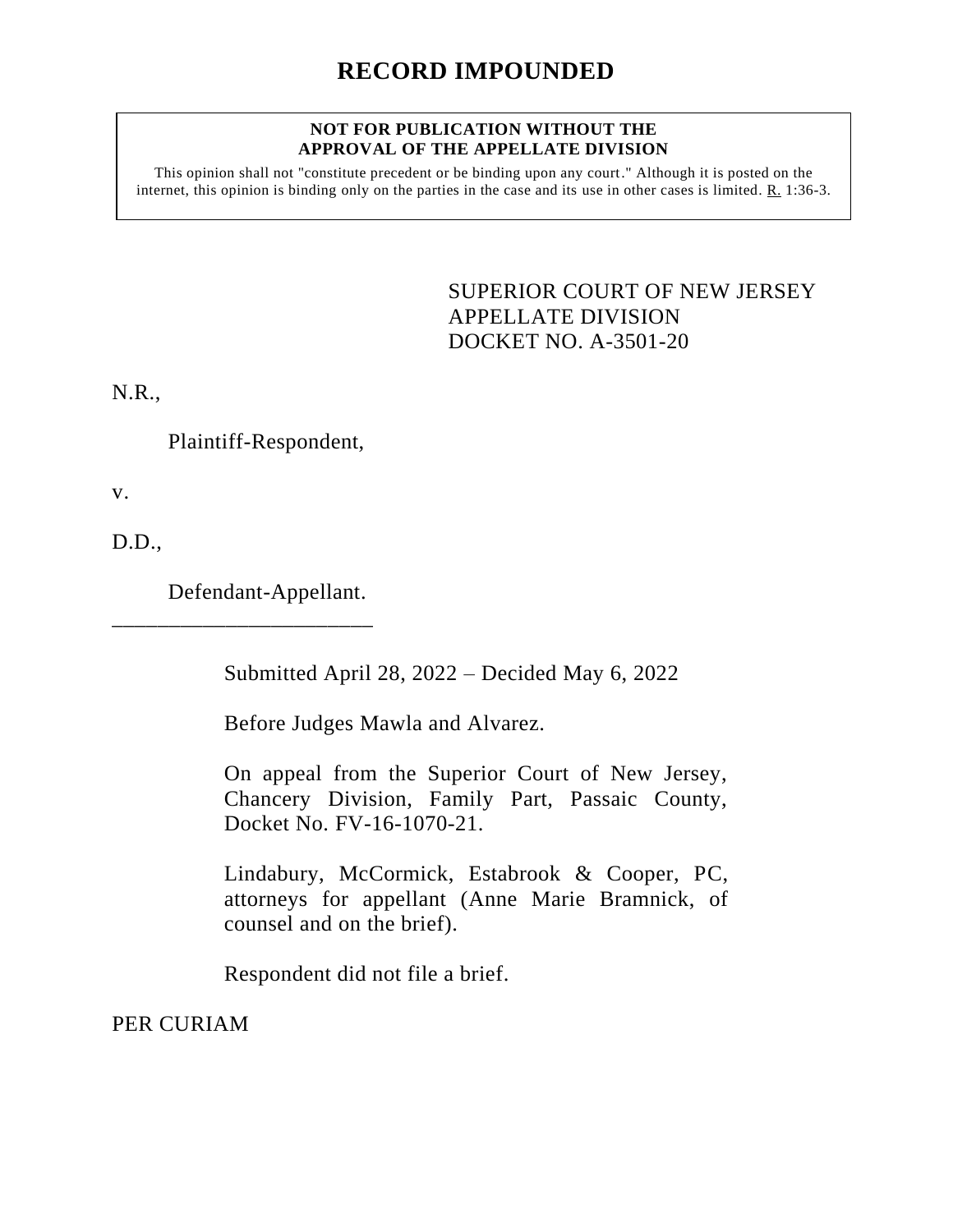# RECORD IMPOUNDED

**NOT FOR PUBLICATION WITHOUT THE APPROVAL OF THE APPELLATE DIVISION**

This opinion shall not "constitute precedent or be binding upon any court." Although it is posted on the internet, this opinion is binding only on the parties in the case and its use in other cases is limited. R. 1:36-3.

SUPERIOR COURT OF NEW JERSEY
APPELLATE DIVISION
DOCKET NO. A-3501-20

N.R.,

Plaintiff-Respondent,

v.

D.D.,

Defendant-Appellant.

_______________________

Submitted April 28, 2022 – Decided May 6, 2022

Before Judges Mawla and Alvarez.

On appeal from the Superior Court of New Jersey, Chancery Division, Family Part, Passaic County, Docket No. FV-16-1070-21.

Lindabury, McCormick, Estabrook & Cooper, PC, attorneys for appellant (Anne Marie Bramnick, of counsel and on the brief).

Respondent did not file a brief.

PER CURIAM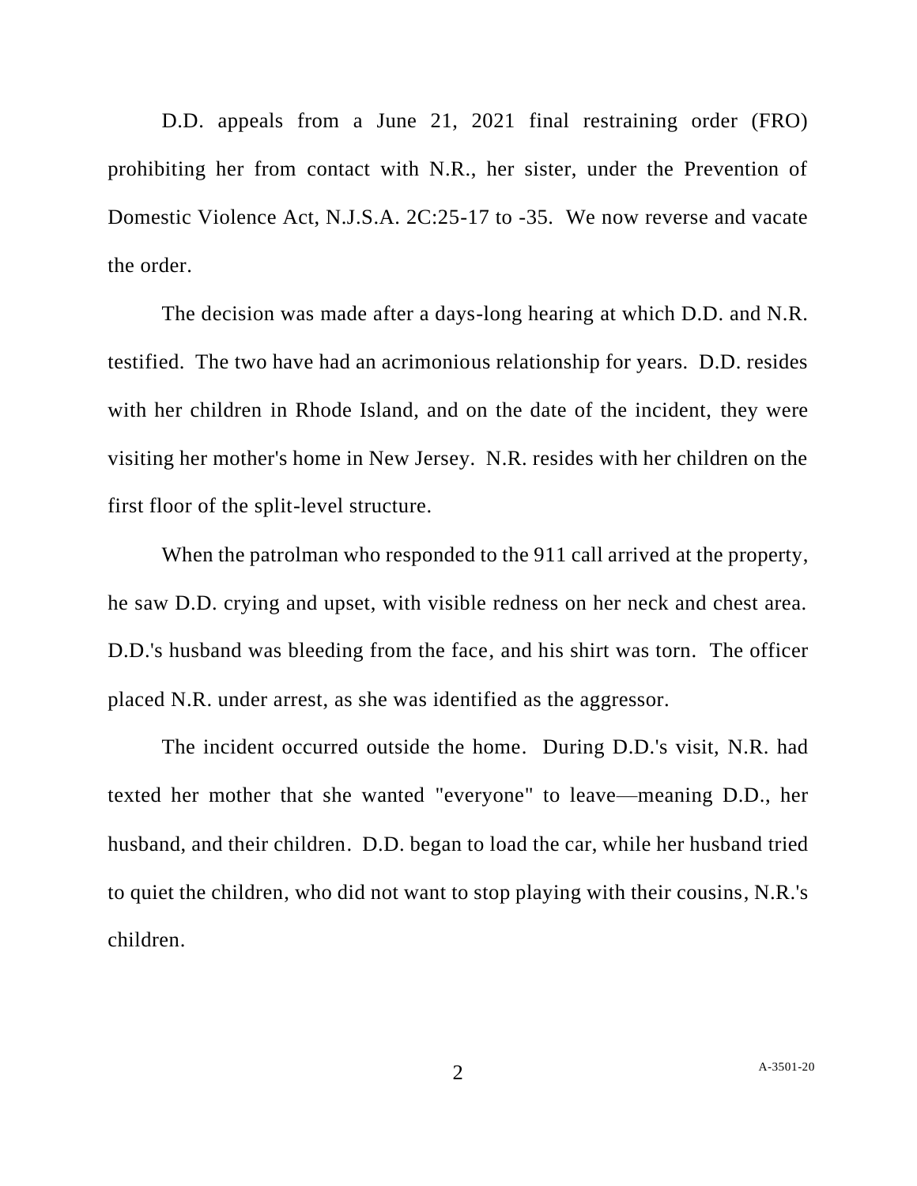D.D. appeals from a June 21, 2021 final restraining order (FRO) prohibiting her from contact with N.R., her sister, under the Prevention of Domestic Violence Act, N.J.S.A. 2C:25-17 to -35. We now reverse and vacate the order.

The decision was made after a days-long hearing at which D.D. and N.R. testified. The two have had an acrimonious relationship for years. D.D. resides with her children in Rhode Island, and on the date of the incident, they were visiting her mother's home in New Jersey. N.R. resides with her children on the first floor of the split-level structure.

When the patrolman who responded to the 911 call arrived at the property, he saw D.D. crying and upset, with visible redness on her neck and chest area. D.D.'s husband was bleeding from the face, and his shirt was torn. The officer placed N.R. under arrest, as she was identified as the aggressor.

The incident occurred outside the home. During D.D.'s visit, N.R. had texted her mother that she wanted "everyone" to leave—meaning D.D., her husband, and their children. D.D. began to load the car, while her husband tried to quiet the children, who did not want to stop playing with their cousins, N.R.'s children.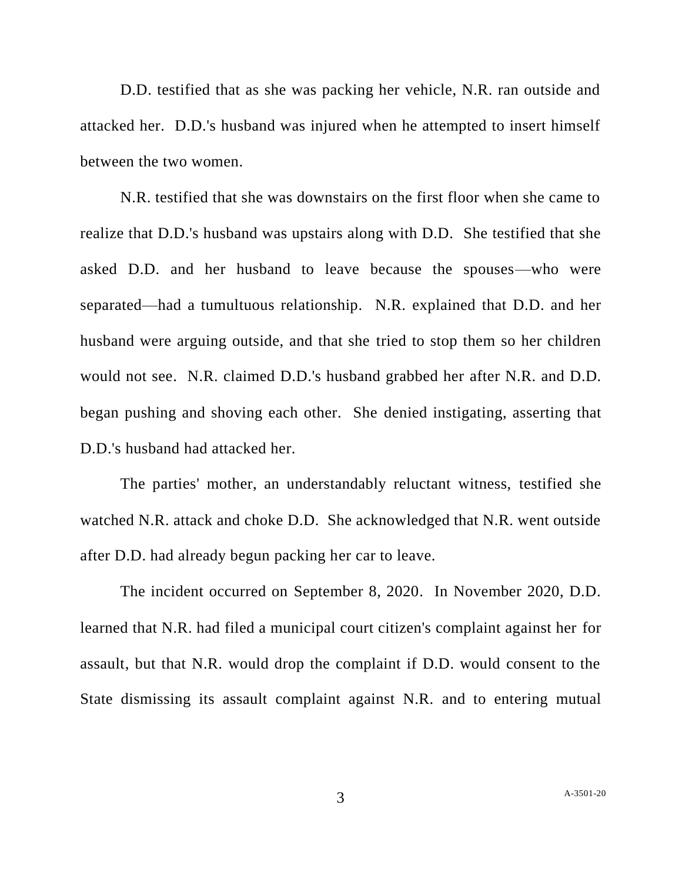D.D. testified that as she was packing her vehicle, N.R. ran outside and attacked her. D.D.'s husband was injured when he attempted to insert himself between the two women.

N.R. testified that she was downstairs on the first floor when she came to realize that D.D.'s husband was upstairs along with D.D. She testified that she asked D.D. and her husband to leave because the spouses—who were separated—had a tumultuous relationship. N.R. explained that D.D. and her husband were arguing outside, and that she tried to stop them so her children would not see. N.R. claimed D.D.'s husband grabbed her after N.R. and D.D. began pushing and shoving each other. She denied instigating, asserting that D.D.'s husband had attacked her.

The parties' mother, an understandably reluctant witness, testified she watched N.R. attack and choke D.D. She acknowledged that N.R. went outside after D.D. had already begun packing her car to leave.

The incident occurred on September 8, 2020. In November 2020, D.D. learned that N.R. had filed a municipal court citizen's complaint against her for assault, but that N.R. would drop the complaint if D.D. would consent to the State dismissing its assault complaint against N.R. and to entering mutual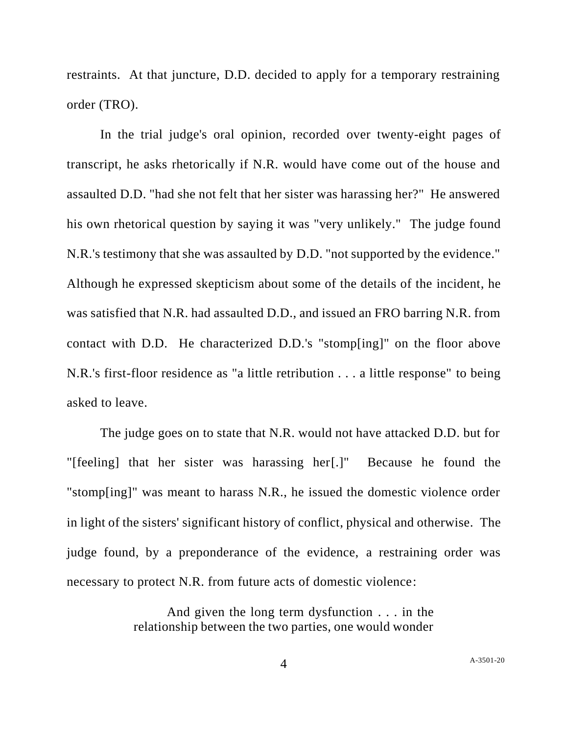restraints. At that juncture, D.D. decided to apply for a temporary restraining order (TRO).

In the trial judge's oral opinion, recorded over twenty-eight pages of transcript, he asks rhetorically if N.R. would have come out of the house and assaulted D.D. "had she not felt that her sister was harassing her?" He answered his own rhetorical question by saying it was "very unlikely." The judge found N.R.'s testimony that she was assaulted by D.D. "not supported by the evidence." Although he expressed skepticism about some of the details of the incident, he was satisfied that N.R. had assaulted D.D., and issued an FRO barring N.R. from contact with D.D. He characterized D.D.'s "stomp[ing]" on the floor above N.R.'s first-floor residence as "a little retribution . . . a little response" to being asked to leave.

The judge goes on to state that N.R. would not have attacked D.D. but for "[feeling] that her sister was harassing her[.]" Because he found the "stomp[ing]" was meant to harass N.R., he issued the domestic violence order in light of the sisters' significant history of conflict, physical and otherwise. The judge found, by a preponderance of the evidence, a restraining order was necessary to protect N.R. from future acts of domestic violence:

> And given the long term dysfunction . . . in the relationship between the two parties, one would wonder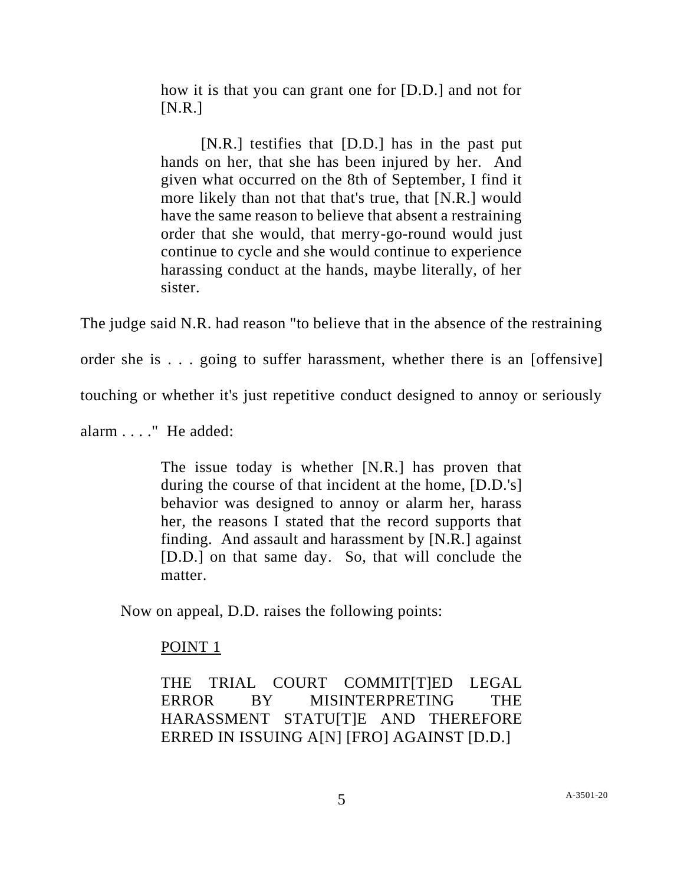> how it is that you can grant one for [D.D.] and not for [N.R.]
>
> [N.R.] testifies that [D.D.] has in the past put hands on her, that she has been injured by her. And given what occurred on the 8th of September, I find it more likely than not that that's true, that [N.R.] would have the same reason to believe that absent a restraining order that she would, that merry-go-round would just continue to cycle and she would continue to experience harassing conduct at the hands, maybe literally, of her sister.

The judge said N.R. had reason "to believe that in the absence of the restraining order she is . . . going to suffer harassment, whether there is an [offensive] touching or whether it's just repetitive conduct designed to annoy or seriously alarm . . . ." He added:

> The issue today is whether [N.R.] has proven that during the course of that incident at the home, [D.D.'s] behavior was designed to annoy or alarm her, harass her, the reasons I stated that the record supports that finding. And assault and harassment by [N.R.] against [D.D.] on that same day. So, that will conclude the matter.

Now on appeal, D.D. raises the following points:

> POINT 1
>
> THE TRIAL COURT COMMIT[T]ED LEGAL ERROR BY MISINTERPRETING THE HARASSMENT STATU[T]E AND THEREFORE ERRED IN ISSUING A[N] [FRO] AGAINST [D.D.]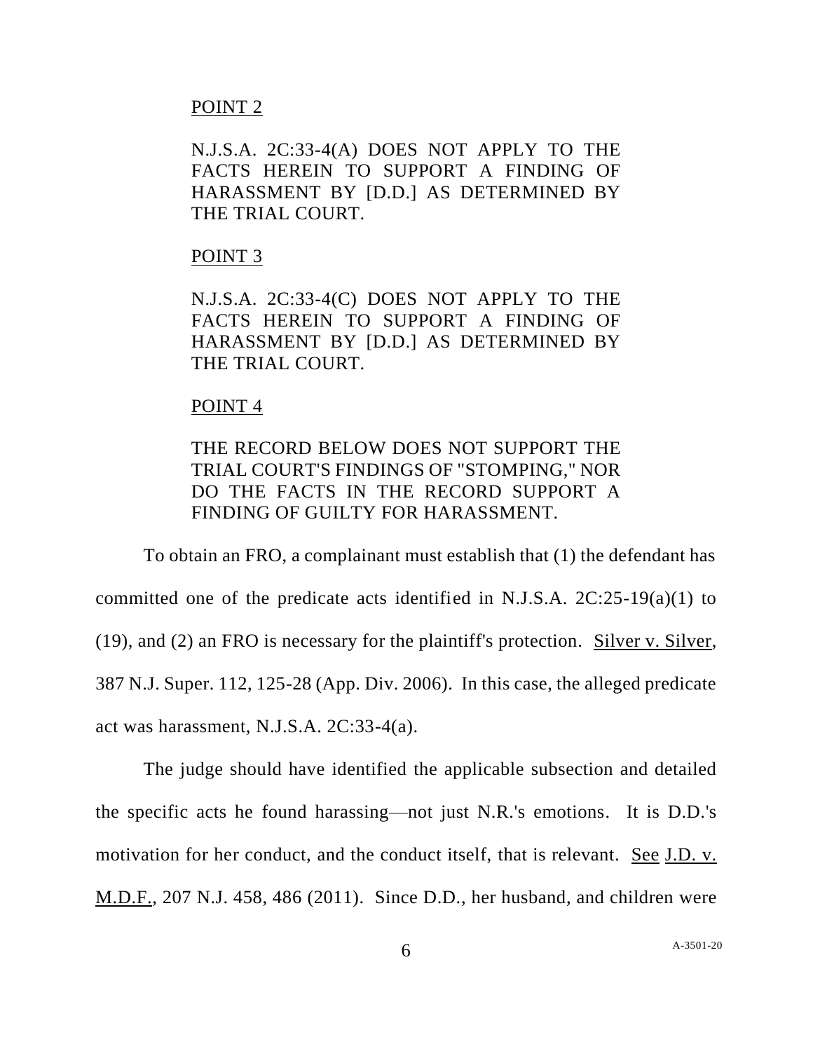POINT 2

N.J.S.A. 2C:33-4(A) DOES NOT APPLY TO THE FACTS HEREIN TO SUPPORT A FINDING OF HARASSMENT BY [D.D.] AS DETERMINED BY THE TRIAL COURT.

POINT 3

N.J.S.A. 2C:33-4(C) DOES NOT APPLY TO THE FACTS HEREIN TO SUPPORT A FINDING OF HARASSMENT BY [D.D.] AS DETERMINED BY THE TRIAL COURT.

POINT 4

THE RECORD BELOW DOES NOT SUPPORT THE TRIAL COURT'S FINDINGS OF "STOMPING," NOR DO THE FACTS IN THE RECORD SUPPORT A FINDING OF GUILTY FOR HARASSMENT.

To obtain an FRO, a complainant must establish that (1) the defendant has committed one of the predicate acts identified in N.J.S.A. 2C:25-19(a)(1) to (19), and (2) an FRO is necessary for the plaintiff's protection. Silver v. Silver, 387 N.J. Super. 112, 125-28 (App. Div. 2006). In this case, the alleged predicate act was harassment, N.J.S.A. 2C:33-4(a).

The judge should have identified the applicable subsection and detailed the specific acts he found harassing—not just N.R.'s emotions. It is D.D.'s motivation for her conduct, and the conduct itself, that is relevant. See J.D. v. M.D.F., 207 N.J. 458, 486 (2011). Since D.D., her husband, and children were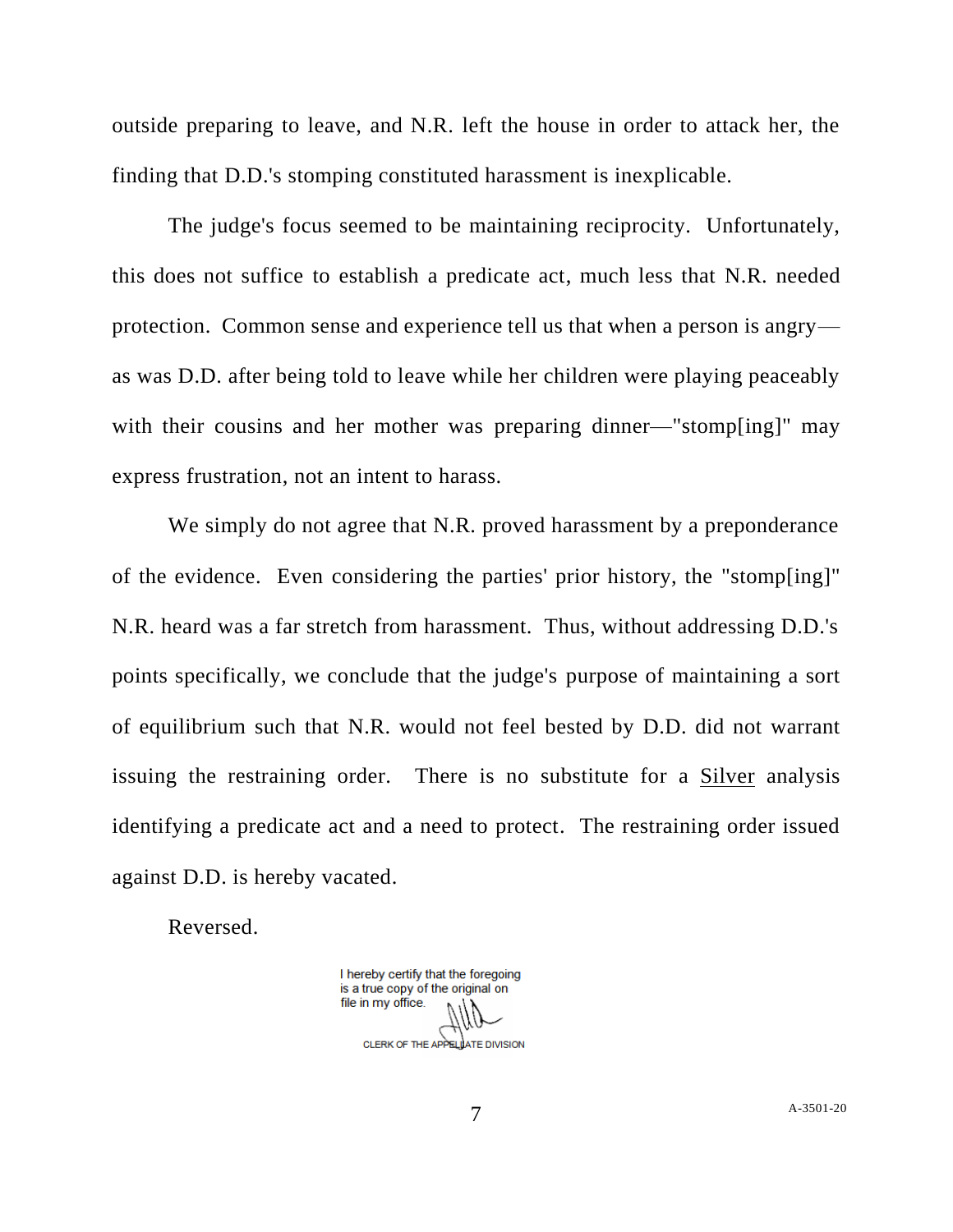outside preparing to leave, and N.R. left the house in order to attack her, the finding that D.D.'s stomping constituted harassment is inexplicable.

The judge's focus seemed to be maintaining reciprocity. Unfortunately, this does not suffice to establish a predicate act, much less that N.R. needed protection. Common sense and experience tell us that when a person is angry—as was D.D. after being told to leave while her children were playing peaceably with their cousins and her mother was preparing dinner—"stomp[ing]" may express frustration, not an intent to harass.

We simply do not agree that N.R. proved harassment by a preponderance of the evidence. Even considering the parties' prior history, the "stomp[ing]" N.R. heard was a far stretch from harassment. Thus, without addressing D.D.'s points specifically, we conclude that the judge's purpose of maintaining a sort of equilibrium such that N.R. would not feel bested by D.D. did not warrant issuing the restraining order. There is no substitute for a Silver analysis identifying a predicate act and a need to protect. The restraining order issued against D.D. is hereby vacated.

Reversed.

I hereby certify that the foregoing is a true copy of the original on file in my office.

CLERK OF THE APPELLATE DIVISION